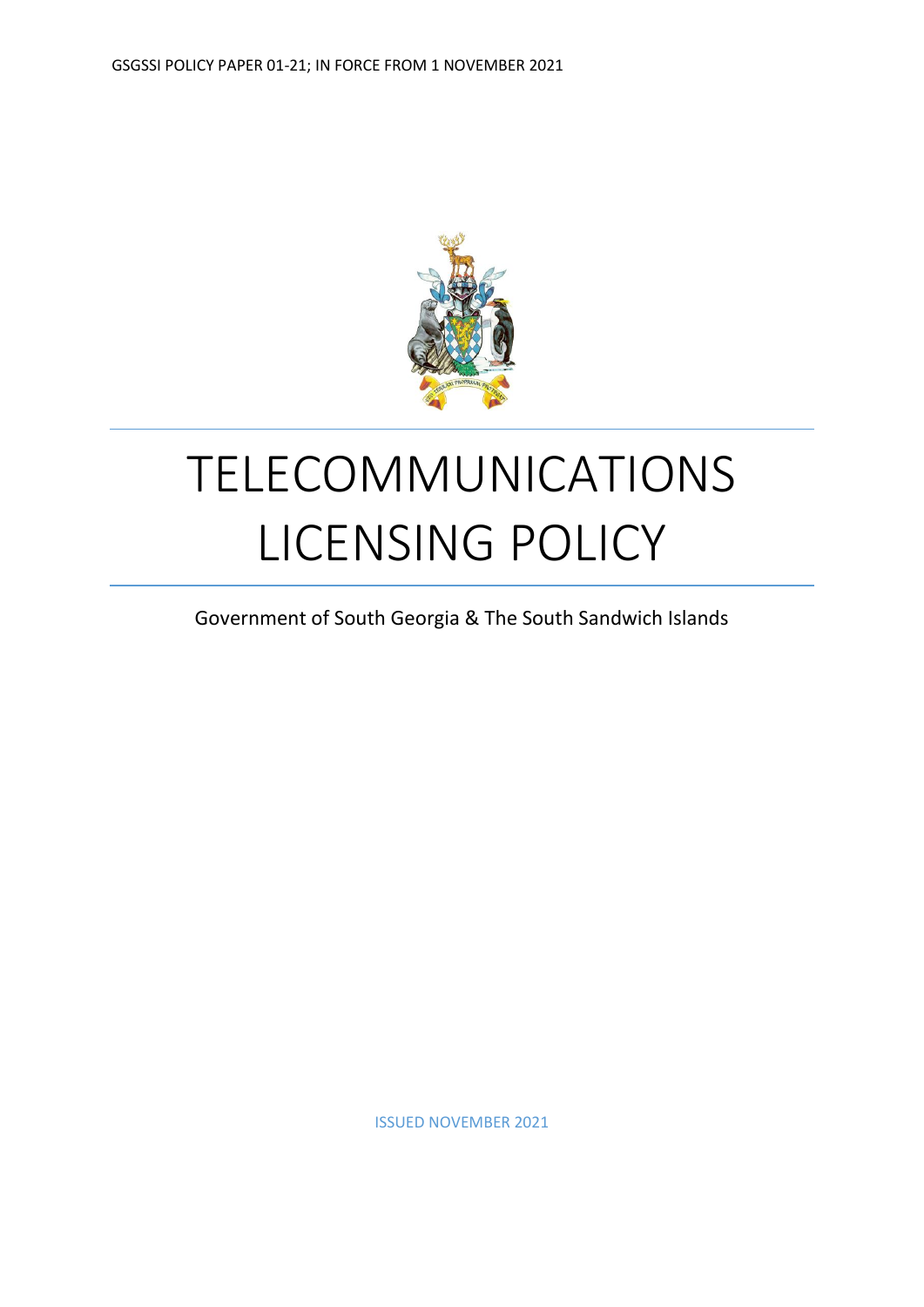GSGSSI POLICY PAPER 01-21; IN FORCE FROM 1 NOVEMBER 2021

# TELECOMMUNICATIONS LICENSING POLICY

Government of South Georgia & The South Sandwich Islands

ISSUED NOVEMBER 2021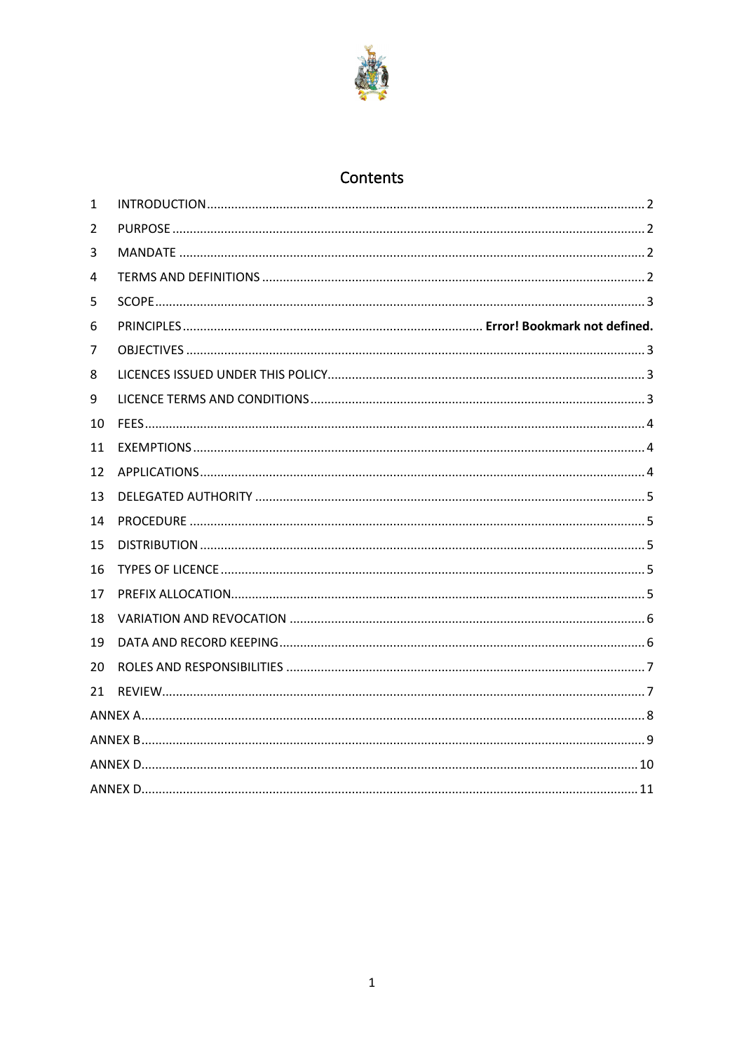## Contents

| | | |
|---|---|---|
| 1 | INTRODUCTION | 2 |
| 2 | PURPOSE | 2 |
| 3 | MANDATE | 2 |
| 4 | TERMS AND DEFINITIONS | 2 |
| 5 | SCOPE | 3 |
| 6 | PRINCIPLES | **Error! Bookmark not defined.** |
| 7 | OBJECTIVES | 3 |
| 8 | LICENCES ISSUED UNDER THIS POLICY | 3 |
| 9 | LICENCE TERMS AND CONDITIONS | 3 |
| 10 | FEES | 4 |
| 11 | EXEMPTIONS | 4 |
| 12 | APPLICATIONS | 4 |
| 13 | DELEGATED AUTHORITY | 5 |
| 14 | PROCEDURE | 5 |
| 15 | DISTRIBUTION | 5 |
| 16 | TYPES OF LICENCE | 5 |
| 17 | PREFIX ALLOCATION | 5 |
| 18 | VARIATION AND REVOCATION | 6 |
| 19 | DATA AND RECORD KEEPING | 6 |
| 20 | ROLES AND RESPONSIBILITIES | 7 |
| 21 | REVIEW | 7 |
| | ANNEX A | 8 |
| | ANNEX B | 9 |
| | ANNEX D | 10 |
| | ANNEX D | 11 |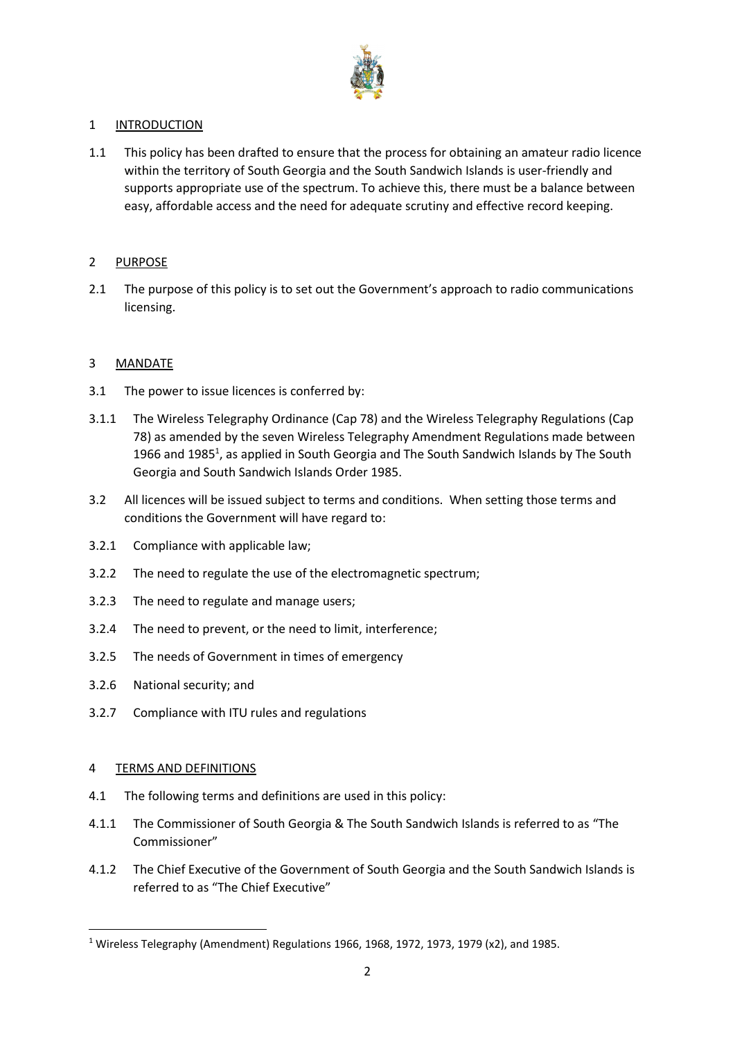## 1 INTRODUCTION

1.1 This policy has been drafted to ensure that the process for obtaining an amateur radio licence within the territory of South Georgia and the South Sandwich Islands is user-friendly and supports appropriate use of the spectrum. To achieve this, there must be a balance between easy, affordable access and the need for adequate scrutiny and effective record keeping.

## 2 PURPOSE

2.1 The purpose of this policy is to set out the Government's approach to radio communications licensing.

## 3 MANDATE

3.1 The power to issue licences is conferred by:

3.1.1 The Wireless Telegraphy Ordinance (Cap 78) and the Wireless Telegraphy Regulations (Cap 78) as amended by the seven Wireless Telegraphy Amendment Regulations made between 1966 and 1985[1], as applied in South Georgia and The South Sandwich Islands by The South Georgia and South Sandwich Islands Order 1985.

3.2 All licences will be issued subject to terms and conditions. When setting those terms and conditions the Government will have regard to:

3.2.1 Compliance with applicable law;

3.2.2 The need to regulate the use of the electromagnetic spectrum;

3.2.3 The need to regulate and manage users;

3.2.4 The need to prevent, or the need to limit, interference;

3.2.5 The needs of Government in times of emergency

3.2.6 National security; and

3.2.7 Compliance with ITU rules and regulations

## 4 TERMS AND DEFINITIONS

4.1 The following terms and definitions are used in this policy:

4.1.1 The Commissioner of South Georgia & The South Sandwich Islands is referred to as "The Commissioner"

4.1.2 The Chief Executive of the Government of South Georgia and the South Sandwich Islands is referred to as "The Chief Executive"

[1] Wireless Telegraphy (Amendment) Regulations 1966, 1968, 1972, 1973, 1979 (x2), and 1985.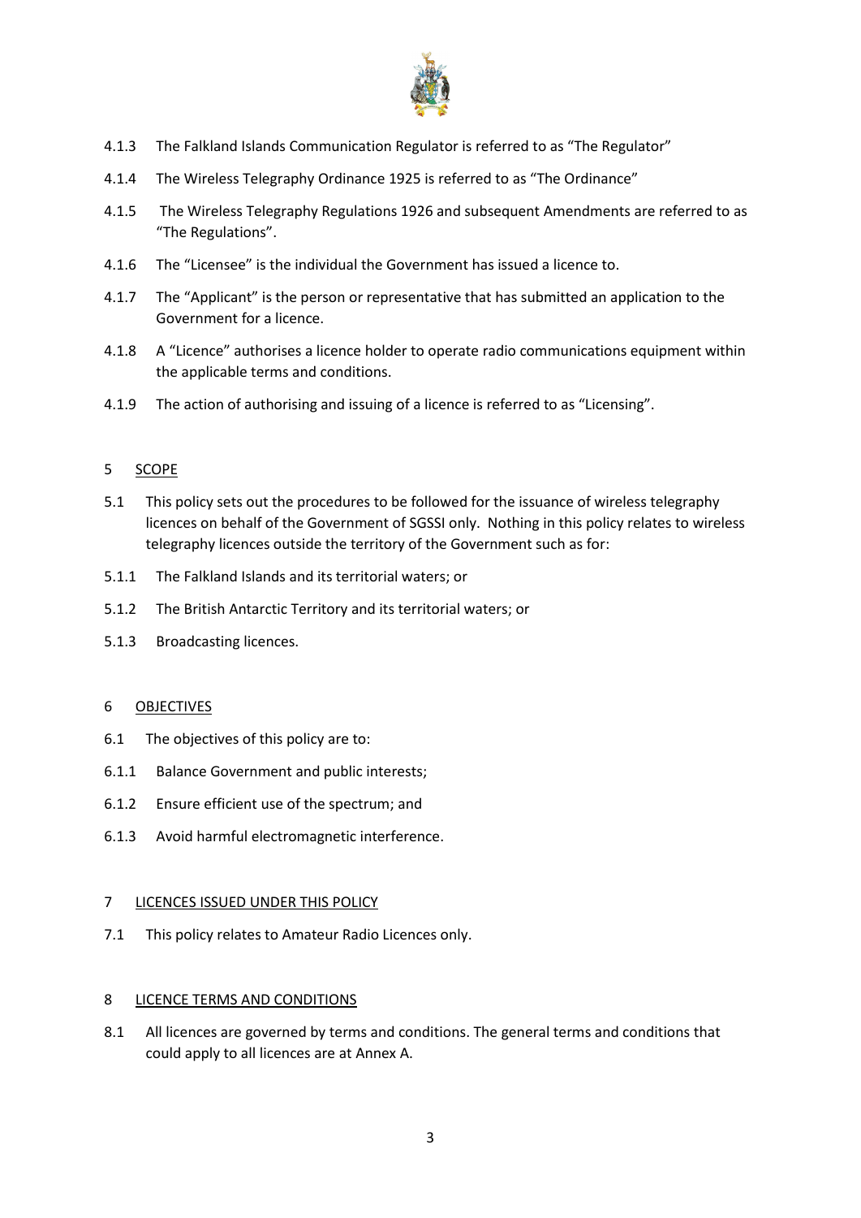4.1.3 The Falkland Islands Communication Regulator is referred to as "The Regulator"

4.1.4 The Wireless Telegraphy Ordinance 1925 is referred to as "The Ordinance"

4.1.5 The Wireless Telegraphy Regulations 1926 and subsequent Amendments are referred to as "The Regulations".

4.1.6 The "Licensee" is the individual the Government has issued a licence to.

4.1.7 The "Applicant" is the person or representative that has submitted an application to the Government for a licence.

4.1.8 A "Licence" authorises a licence holder to operate radio communications equipment within the applicable terms and conditions.

4.1.9 The action of authorising and issuing of a licence is referred to as "Licensing".

## 5 SCOPE

5.1 This policy sets out the procedures to be followed for the issuance of wireless telegraphy licences on behalf of the Government of SGSSI only. Nothing in this policy relates to wireless telegraphy licences outside the territory of the Government such as for:

5.1.1 The Falkland Islands and its territorial waters; or

5.1.2 The British Antarctic Territory and its territorial waters; or

5.1.3 Broadcasting licences.

## 6 OBJECTIVES

6.1 The objectives of this policy are to:

6.1.1 Balance Government and public interests;

6.1.2 Ensure efficient use of the spectrum; and

6.1.3 Avoid harmful electromagnetic interference.

## 7 LICENCES ISSUED UNDER THIS POLICY

7.1 This policy relates to Amateur Radio Licences only.

## 8 LICENCE TERMS AND CONDITIONS

8.1 All licences are governed by terms and conditions. The general terms and conditions that could apply to all licences are at Annex A.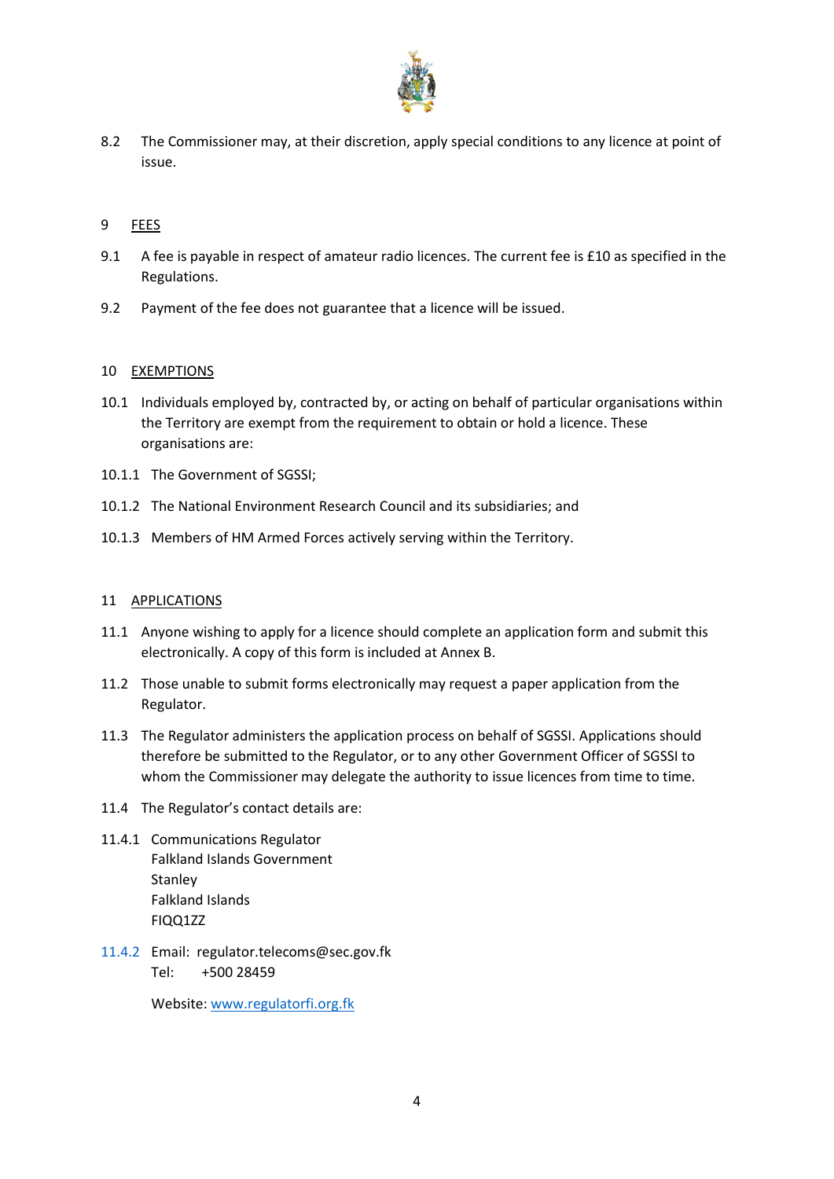8.2 The Commissioner may, at their discretion, apply special conditions to any licence at point of issue.

## 9 FEES

9.1 A fee is payable in respect of amateur radio licences. The current fee is £10 as specified in the Regulations.

9.2 Payment of the fee does not guarantee that a licence will be issued.

## 10 EXEMPTIONS

10.1 Individuals employed by, contracted by, or acting on behalf of particular organisations within the Territory are exempt from the requirement to obtain or hold a licence. These organisations are:

10.1.1 The Government of SGSSI;

10.1.2 The National Environment Research Council and its subsidiaries; and

10.1.3 Members of HM Armed Forces actively serving within the Territory.

## 11 APPLICATIONS

11.1 Anyone wishing to apply for a licence should complete an application form and submit this electronically. A copy of this form is included at Annex B.

11.2 Those unable to submit forms electronically may request a paper application from the Regulator.

11.3 The Regulator administers the application process on behalf of SGSSI. Applications should therefore be submitted to the Regulator, or to any other Government Officer of SGSSI to whom the Commissioner may delegate the authority to issue licences from time to time.

11.4 The Regulator's contact details are:

11.4.1 Communications Regulator
Falkland Islands Government
Stanley
Falkland Islands
FIQQ1ZZ

11.4.2 Email: regulator.telecoms@sec.gov.fk
Tel: +500 28459

Website: [www.regulatorfi.org.fk](http://www.regulatorfi.org.fk)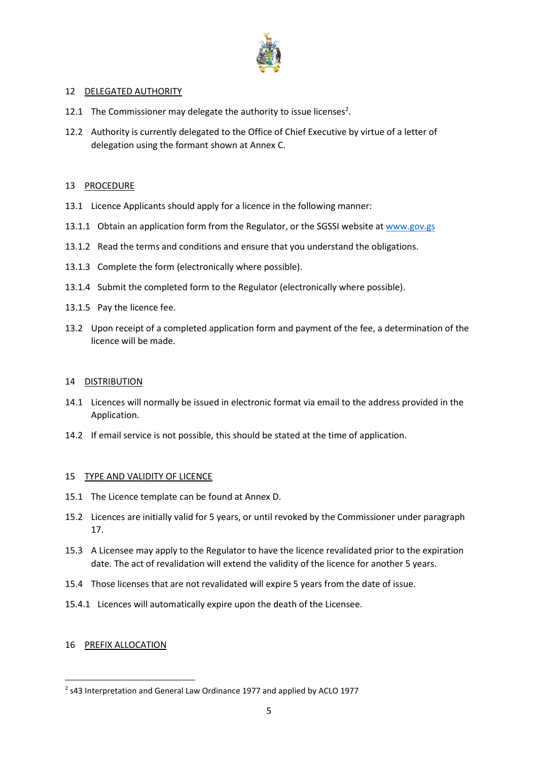## 12 DELEGATED AUTHORITY

12.1 The Commissioner may delegate the authority to issue licenses[2].

12.2 Authority is currently delegated to the Office of Chief Executive by virtue of a letter of delegation using the formant shown at Annex C.

## 13 PROCEDURE

13.1 Licence Applicants should apply for a licence in the following manner:

13.1.1 Obtain an application form from the Regulator, or the SGSSI website at [www.gov.gs](www.gov.gs)

13.1.2 Read the terms and conditions and ensure that you understand the obligations.

13.1.3 Complete the form (electronically where possible).

13.1.4 Submit the completed form to the Regulator (electronically where possible).

13.1.5 Pay the licence fee.

13.2 Upon receipt of a completed application form and payment of the fee, a determination of the licence will be made.

## 14 DISTRIBUTION

14.1 Licences will normally be issued in electronic format via email to the address provided in the Application.

14.2 If email service is not possible, this should be stated at the time of application.

## 15 TYPE AND VALIDITY OF LICENCE

15.1 The Licence template can be found at Annex D.

15.2 Licences are initially valid for 5 years, or until revoked by the Commissioner under paragraph 17.

15.3 A Licensee may apply to the Regulator to have the licence revalidated prior to the expiration date. The act of revalidation will extend the validity of the licence for another 5 years.

15.4 Those licenses that are not revalidated will expire 5 years from the date of issue.

15.4.1 Licences will automatically expire upon the death of the Licensee.

## 16 PREFIX ALLOCATION

---

[2] s43 Interpretation and General Law Ordinance 1977 and applied by ACLO 1977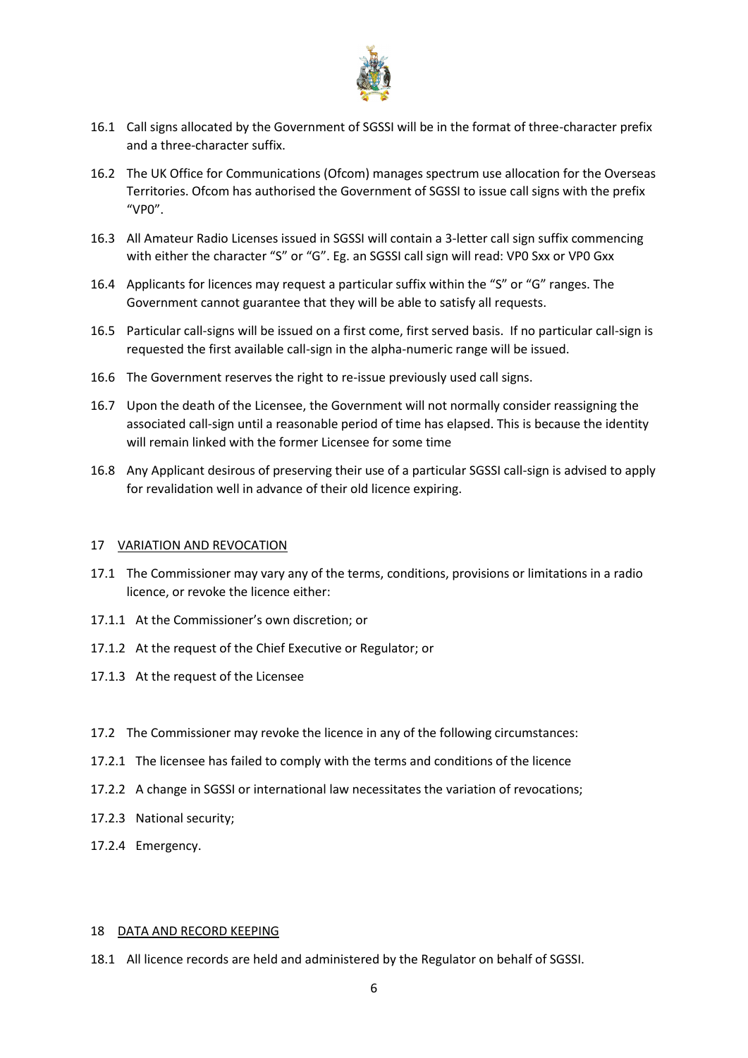16.1 Call signs allocated by the Government of SGSSI will be in the format of three-character prefix and a three-character suffix.

16.2 The UK Office for Communications (Ofcom) manages spectrum use allocation for the Overseas Territories. Ofcom has authorised the Government of SGSSI to issue call signs with the prefix "VP0".

16.3 All Amateur Radio Licenses issued in SGSSI will contain a 3-letter call sign suffix commencing with either the character "S" or "G". Eg. an SGSSI call sign will read: VP0 Sxx or VP0 Gxx

16.4 Applicants for licences may request a particular suffix within the "S" or "G" ranges. The Government cannot guarantee that they will be able to satisfy all requests.

16.5 Particular call-signs will be issued on a first come, first served basis. If no particular call-sign is requested the first available call-sign in the alpha-numeric range will be issued.

16.6 The Government reserves the right to re-issue previously used call signs.

16.7 Upon the death of the Licensee, the Government will not normally consider reassigning the associated call-sign until a reasonable period of time has elapsed. This is because the identity will remain linked with the former Licensee for some time

16.8 Any Applicant desirous of preserving their use of a particular SGSSI call-sign is advised to apply for revalidation well in advance of their old licence expiring.

## 17 VARIATION AND REVOCATION

17.1 The Commissioner may vary any of the terms, conditions, provisions or limitations in a radio licence, or revoke the licence either:

17.1.1 At the Commissioner's own discretion; or

17.1.2 At the request of the Chief Executive or Regulator; or

17.1.3 At the request of the Licensee

17.2 The Commissioner may revoke the licence in any of the following circumstances:

17.2.1 The licensee has failed to comply with the terms and conditions of the licence

17.2.2 A change in SGSSI or international law necessitates the variation of revocations;

17.2.3 National security;

17.2.4 Emergency.

## 18 DATA AND RECORD KEEPING

18.1 All licence records are held and administered by the Regulator on behalf of SGSSI.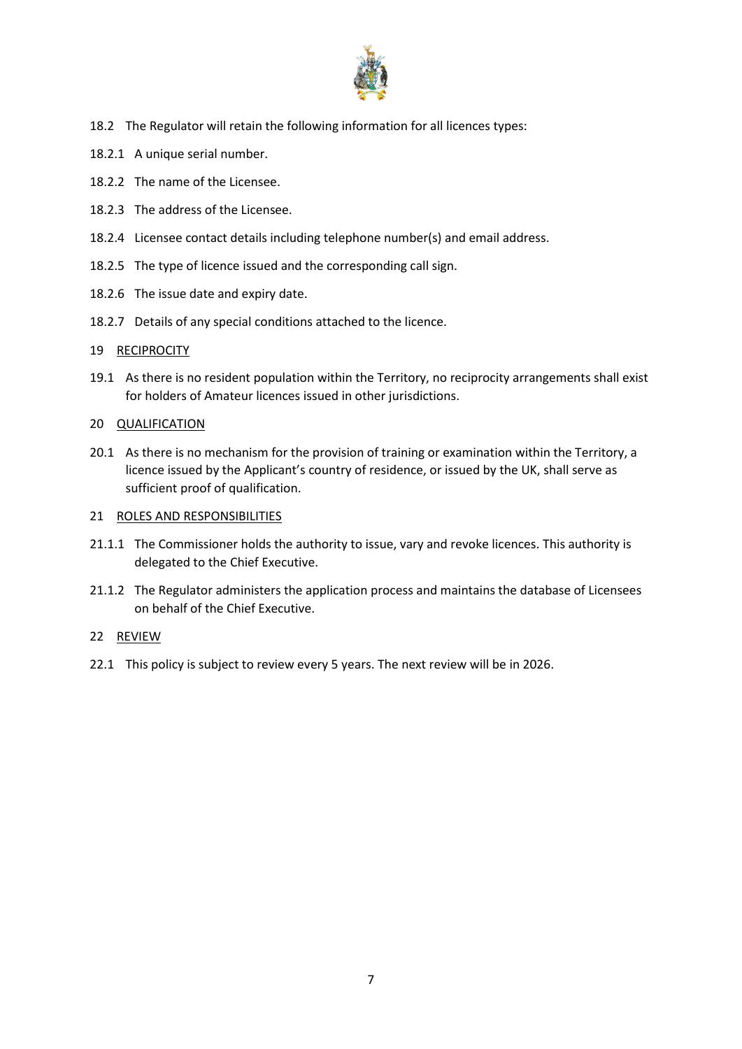18.2 The Regulator will retain the following information for all licences types:

18.2.1 A unique serial number.

18.2.2 The name of the Licensee.

18.2.3 The address of the Licensee.

18.2.4 Licensee contact details including telephone number(s) and email address.

18.2.5 The type of licence issued and the corresponding call sign.

18.2.6 The issue date and expiry date.

18.2.7 Details of any special conditions attached to the licence.

## 19 RECIPROCITY

19.1 As there is no resident population within the Territory, no reciprocity arrangements shall exist for holders of Amateur licences issued in other jurisdictions.

## 20 QUALIFICATION

20.1 As there is no mechanism for the provision of training or examination within the Territory, a licence issued by the Applicant's country of residence, or issued by the UK, shall serve as sufficient proof of qualification.

## 21 ROLES AND RESPONSIBILITIES

21.1.1 The Commissioner holds the authority to issue, vary and revoke licences. This authority is delegated to the Chief Executive.

21.1.2 The Regulator administers the application process and maintains the database of Licensees on behalf of the Chief Executive.

## 22 REVIEW

22.1 This policy is subject to review every 5 years. The next review will be in 2026.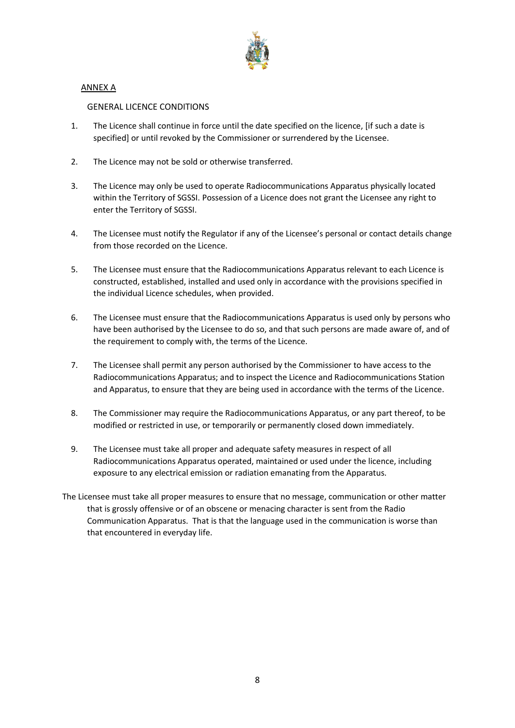ANNEX A

GENERAL LICENCE CONDITIONS

1. The Licence shall continue in force until the date specified on the licence, [if such a date is specified] or until revoked by the Commissioner or surrendered by the Licensee.

2. The Licence may not be sold or otherwise transferred.

3. The Licence may only be used to operate Radiocommunications Apparatus physically located within the Territory of SGSSI. Possession of a Licence does not grant the Licensee any right to enter the Territory of SGSSI.

4. The Licensee must notify the Regulator if any of the Licensee's personal or contact details change from those recorded on the Licence.

5. The Licensee must ensure that the Radiocommunications Apparatus relevant to each Licence is constructed, established, installed and used only in accordance with the provisions specified in the individual Licence schedules, when provided.

6. The Licensee must ensure that the Radiocommunications Apparatus is used only by persons who have been authorised by the Licensee to do so, and that such persons are made aware of, and of the requirement to comply with, the terms of the Licence.

7. The Licensee shall permit any person authorised by the Commissioner to have access to the Radiocommunications Apparatus; and to inspect the Licence and Radiocommunications Station and Apparatus, to ensure that they are being used in accordance with the terms of the Licence.

8. The Commissioner may require the Radiocommunications Apparatus, or any part thereof, to be modified or restricted in use, or temporarily or permanently closed down immediately.

9. The Licensee must take all proper and adequate safety measures in respect of all Radiocommunications Apparatus operated, maintained or used under the licence, including exposure to any electrical emission or radiation emanating from the Apparatus.

The Licensee must take all proper measures to ensure that no message, communication or other matter that is grossly offensive or of an obscene or menacing character is sent from the Radio Communication Apparatus. That is that the language used in the communication is worse than that encountered in everyday life.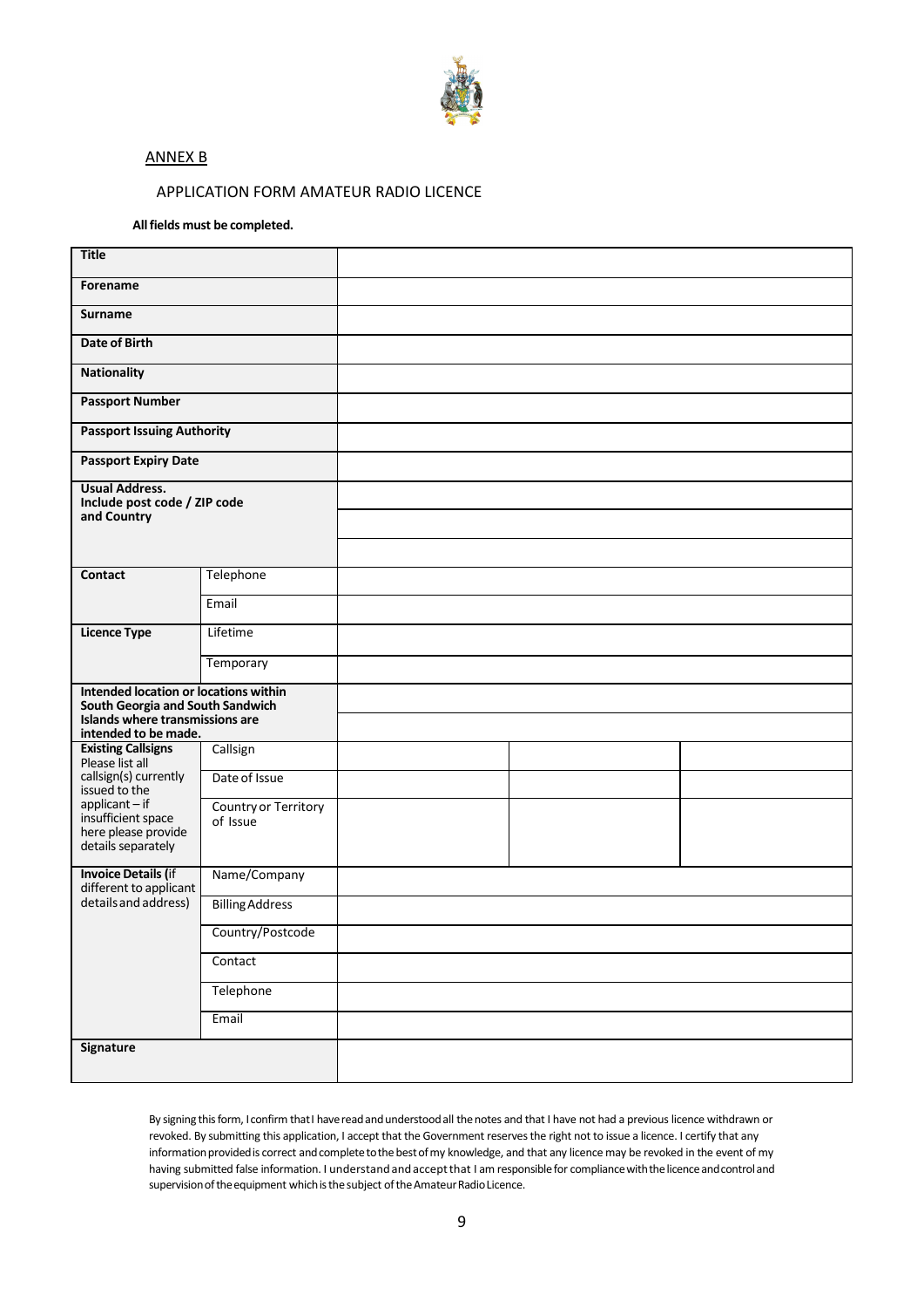ANNEX B

APPLICATION FORM AMATEUR RADIO LICENCE

**All fields must be completed.**

| | | | | |
|---|---|---|---|---|
| **Title** | | | | |
| **Forename** | | | | |
| **Surname** | | | | |
| **Date of Birth** | | | | |
| **Nationality** | | | | |
| **Passport Number** | | | | |
| **Passport Issuing Authority** | | | | |
| **Passport Expiry Date** | | | | |
| **Usual Address. Include post code / ZIP code and Country** | | | | |
| | | | | |
| | | | | |
| **Contact** | Telephone | | | |
| | Email | | | |
| **Licence Type** | Lifetime | | | |
| | Temporary | | | |
| **Intended location or locations within South Georgia and South Sandwich Islands where transmissions are intended to be made.** | | | | |
| | | | | |
| **Existing Callsigns** Please list all callsign(s) currently issued to the applicant – if insufficient space here please provide details separately | Callsign | | | |
| | Date of Issue | | | |
| | Country or Territory of Issue | | | |
| **Invoice Details (**if different to applicant details and address) | Name/Company | | | |
| | Billing Address | | | |
| | Country/Postcode | | | |
| | Contact | | | |
| | Telephone | | | |
| | Email | | | |
| **Signature** | | | | |

By signing this form, I confirm that I have read and understood all the notes and that I have not had a previous licence withdrawn or revoked. By submitting this application, I accept that the Government reserves the right not to issue a licence. I certify that any information provided is correct and complete to the best of my knowledge, and that any licence may be revoked in the event of my having submitted false information. I understand and accept that I am responsible for compliance with the licence and control and supervision of the equipment which is the subject of the Amateur Radio Licence.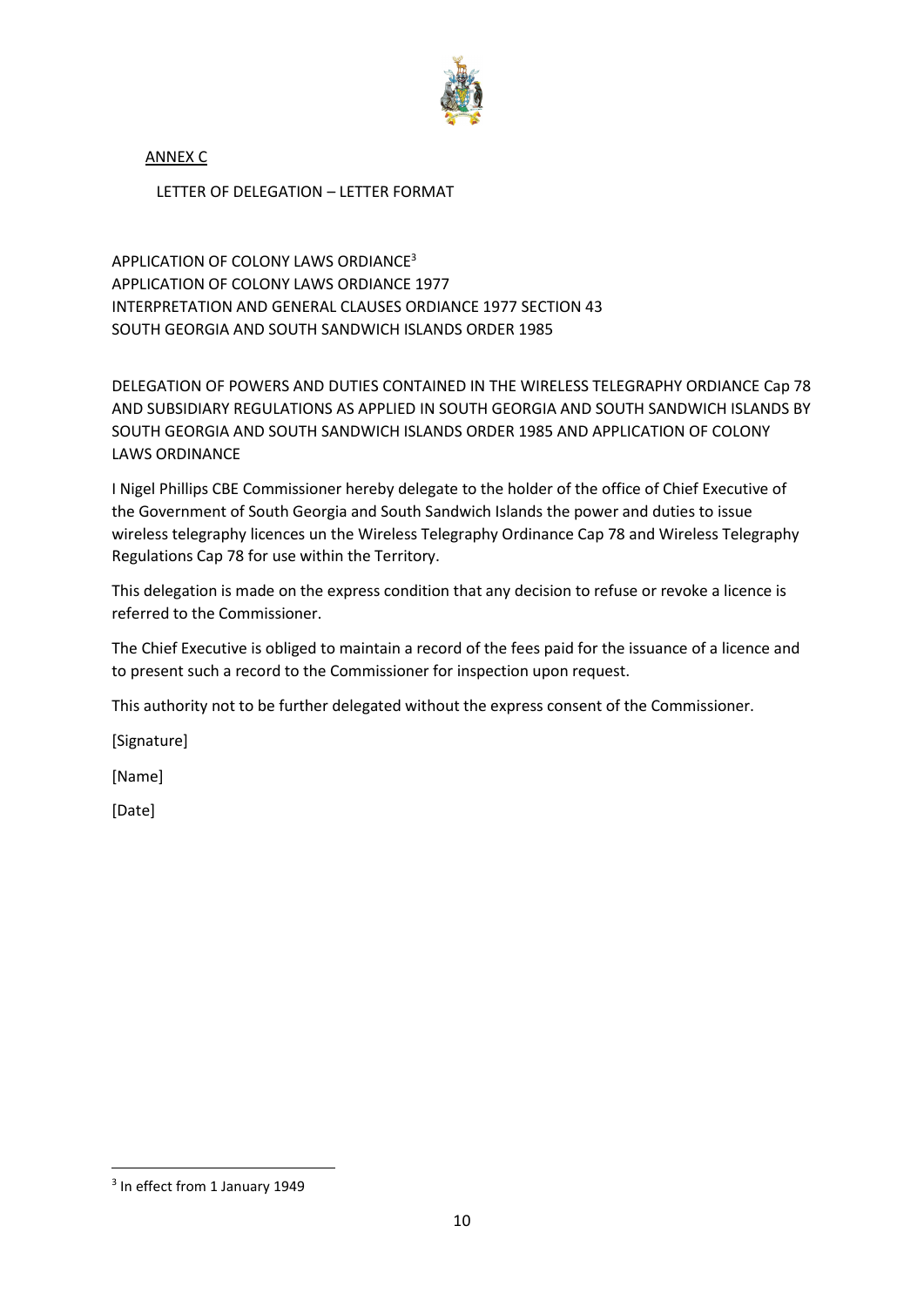ANNEX C

LETTER OF DELEGATION – LETTER FORMAT

APPLICATION OF COLONY LAWS ORDIANCE[3]
APPLICATION OF COLONY LAWS ORDIANCE 1977
INTERPRETATION AND GENERAL CLAUSES ORDIANCE 1977 SECTION 43
SOUTH GEORGIA AND SOUTH SANDWICH ISLANDS ORDER 1985

DELEGATION OF POWERS AND DUTIES CONTAINED IN THE WIRELESS TELEGRAPHY ORDIANCE Cap 78 AND SUBSIDIARY REGULATIONS AS APPLIED IN SOUTH GEORGIA AND SOUTH SANDWICH ISLANDS BY SOUTH GEORGIA AND SOUTH SANDWICH ISLANDS ORDER 1985 AND APPLICATION OF COLONY LAWS ORDINANCE

I Nigel Phillips CBE Commissioner hereby delegate to the holder of the office of Chief Executive of the Government of South Georgia and South Sandwich Islands the power and duties to issue wireless telegraphy licences un the Wireless Telegraphy Ordinance Cap 78 and Wireless Telegraphy Regulations Cap 78 for use within the Territory.

This delegation is made on the express condition that any decision to refuse or revoke a licence is referred to the Commissioner.

The Chief Executive is obliged to maintain a record of the fees paid for the issuance of a licence and to present such a record to the Commissioner for inspection upon request.

This authority not to be further delegated without the express consent of the Commissioner.

[Signature]

[Name]

[Date]

[3] In effect from 1 January 1949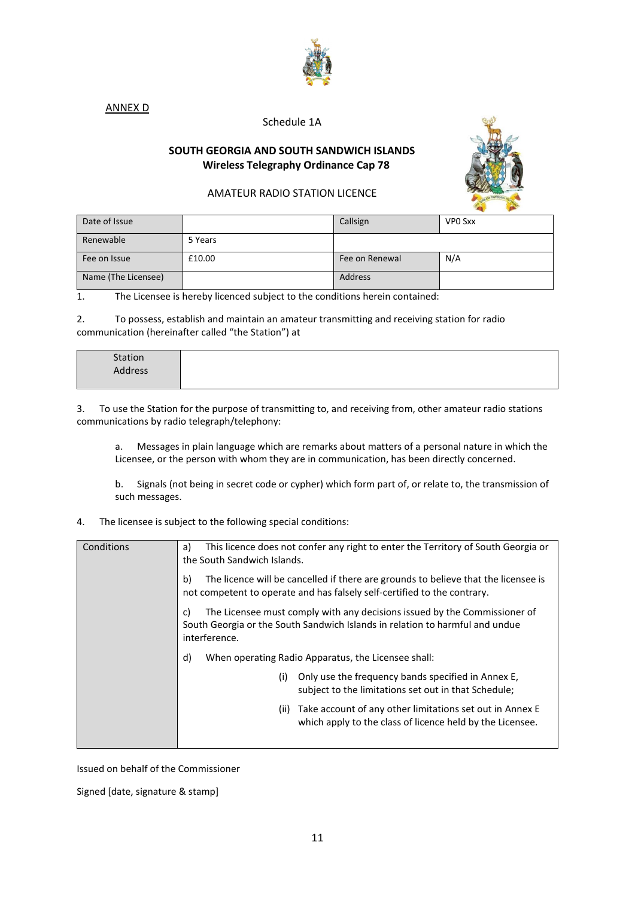ANNEX D

Schedule 1A

**SOUTH GEORGIA AND SOUTH SANDWICH ISLANDS**
**Wireless Telegraphy Ordinance Cap 78**

AMATEUR RADIO STATION LICENCE

| Date of Issue | | Callsign | VP0 Sxx |
|---|---|---|---|
| Renewable | 5 Years | | |
| Fee on Issue | £10.00 | Fee on Renewal | N/A |
| Name (The Licensee) | | Address | |

1. The Licensee is hereby licenced subject to the conditions herein contained:

2. To possess, establish and maintain an amateur transmitting and receiving station for radio communication (hereinafter called "the Station") at

| Station Address | |
|---|---|

3. To use the Station for the purpose of transmitting to, and receiving from, other amateur radio stations communications by radio telegraph/telephony:

   a. Messages in plain language which are remarks about matters of a personal nature in which the Licensee, or the person with whom they are in communication, has been directly concerned.

   b. Signals (not being in secret code or cypher) which form part of, or relate to, the transmission of such messages.

4. The licensee is subject to the following special conditions:

| Conditions | a) This licence does not confer any right to enter the Territory of South Georgia or the South Sandwich Islands.<br><br>b) The licence will be cancelled if there are grounds to believe that the licensee is not competent to operate and has falsely self-certified to the contrary.<br><br>c) The Licensee must comply with any decisions issued by the Commissioner of South Georgia or the South Sandwich Islands in relation to harmful and undue interference.<br><br>d) When operating Radio Apparatus, the Licensee shall:<br><br>(i) Only use the frequency bands specified in Annex E, subject to the limitations set out in that Schedule;<br><br>(ii) Take account of any other limitations set out in Annex E which apply to the class of licence held by the Licensee. |
|---|---|

Issued on behalf of the Commissioner

Signed [date, signature & stamp]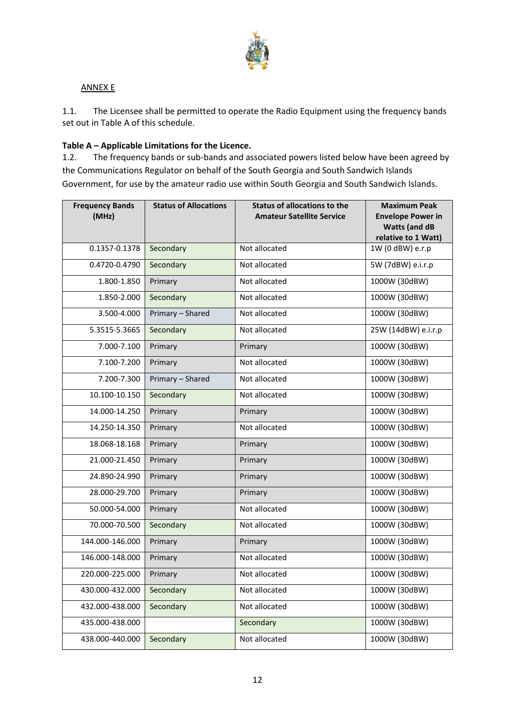ANNEX E

1.1. The Licensee shall be permitted to operate the Radio Equipment using the frequency bands set out in Table A of this schedule.

**Table A – Applicable Limitations for the Licence.**

1.2. The frequency bands or sub-bands and associated powers listed below have been agreed by the Communications Regulator on behalf of the South Georgia and South Sandwich Islands Government, for use by the amateur radio use within South Georgia and South Sandwich Islands.

| Frequency Bands (MHz) | Status of Allocations | Status of allocations to the Amateur Satellite Service | Maximum Peak Envelope Power in Watts (and dB relative to 1 Watt) |
|---|---|---|---|
| 0.1357-0.1378 | Secondary | Not allocated | 1W (0 dBW) e.r.p |
| 0.4720-0.4790 | Secondary | Not allocated | 5W (7dBW) e.i.r.p |
| 1.800-1.850 | Primary | Not allocated | 1000W (30dBW) |
| 1.850-2.000 | Secondary | Not allocated | 1000W (30dBW) |
| 3.500-4.000 | Primary – Shared | Not allocated | 1000W (30dBW) |
| 5.3515-5.3665 | Secondary | Not allocated | 25W (14dBW) e.i.r.p |
| 7.000-7.100 | Primary | Primary | 1000W (30dBW) |
| 7.100-7.200 | Primary | Not allocated | 1000W (30dBW) |
| 7.200-7.300 | Primary – Shared | Not allocated | 1000W (30dBW) |
| 10.100-10.150 | Secondary | Not allocated | 1000W (30dBW) |
| 14.000-14.250 | Primary | Primary | 1000W (30dBW) |
| 14.250-14.350 | Primary | Not allocated | 1000W (30dBW) |
| 18.068-18.168 | Primary | Primary | 1000W (30dBW) |
| 21.000-21.450 | Primary | Primary | 1000W (30dBW) |
| 24.890-24.990 | Primary | Primary | 1000W (30dBW) |
| 28.000-29.700 | Primary | Primary | 1000W (30dBW) |
| 50.000-54.000 | Primary | Not allocated | 1000W (30dBW) |
| 70.000-70.500 | Secondary | Not allocated | 1000W (30dBW) |
| 144.000-146.000 | Primary | Primary | 1000W (30dBW) |
| 146.000-148.000 | Primary | Not allocated | 1000W (30dBW) |
| 220.000-225.000 | Primary | Not allocated | 1000W (30dBW) |
| 430.000-432.000 | Secondary | Not allocated | 1000W (30dBW) |
| 432.000-438.000 | Secondary | Not allocated | 1000W (30dBW) |
| 435.000-438.000 | | Secondary | 1000W (30dBW) |
| 438.000-440.000 | Secondary | Not allocated | 1000W (30dBW) |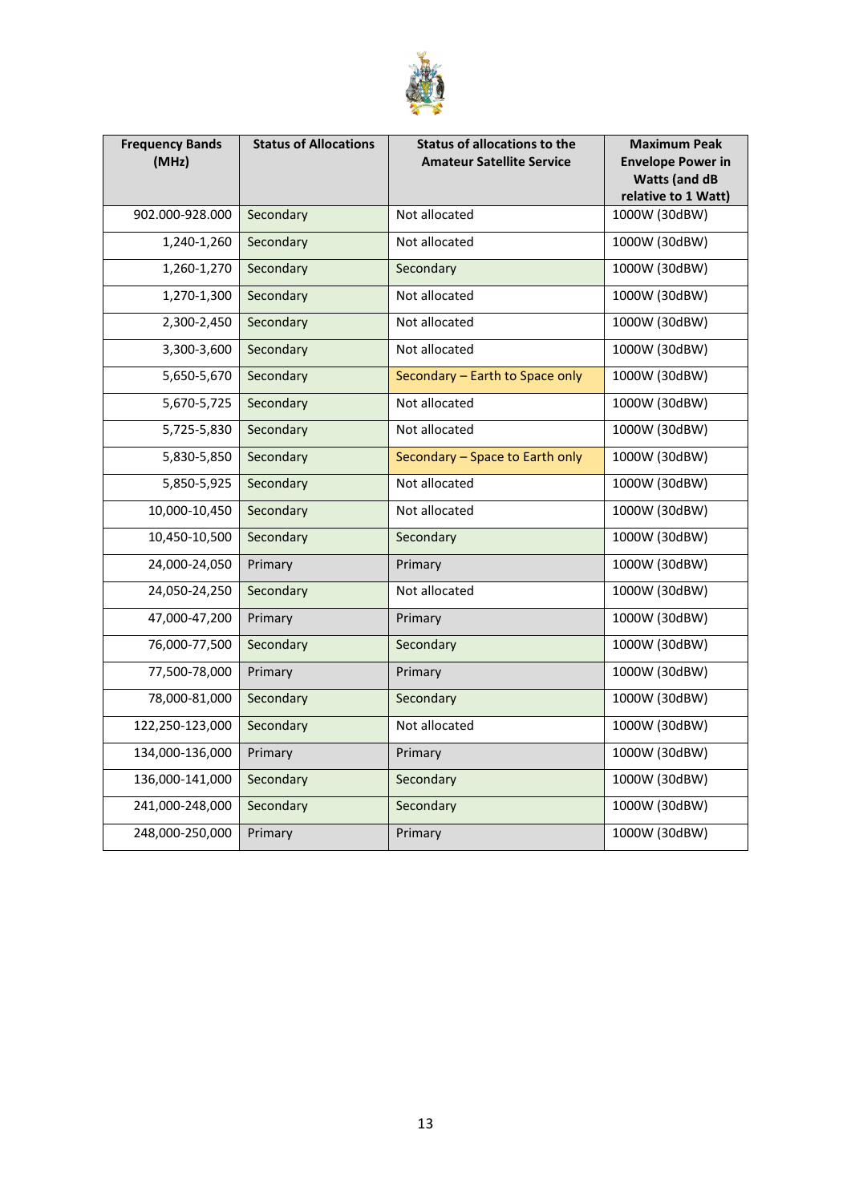| Frequency Bands (MHz) | Status of Allocations | Status of allocations to the Amateur Satellite Service | Maximum Peak Envelope Power in Watts (and dB relative to 1 Watt) |
|---|---|---|---|
| 902.000-928.000 | Secondary | Not allocated | 1000W (30dBW) |
| 1,240-1,260 | Secondary | Not allocated | 1000W (30dBW) |
| 1,260-1,270 | Secondary | Secondary | 1000W (30dBW) |
| 1,270-1,300 | Secondary | Not allocated | 1000W (30dBW) |
| 2,300-2,450 | Secondary | Not allocated | 1000W (30dBW) |
| 3,300-3,600 | Secondary | Not allocated | 1000W (30dBW) |
| 5,650-5,670 | Secondary | Secondary – Earth to Space only | 1000W (30dBW) |
| 5,670-5,725 | Secondary | Not allocated | 1000W (30dBW) |
| 5,725-5,830 | Secondary | Not allocated | 1000W (30dBW) |
| 5,830-5,850 | Secondary | Secondary – Space to Earth only | 1000W (30dBW) |
| 5,850-5,925 | Secondary | Not allocated | 1000W (30dBW) |
| 10,000-10,450 | Secondary | Not allocated | 1000W (30dBW) |
| 10,450-10,500 | Secondary | Secondary | 1000W (30dBW) |
| 24,000-24,050 | Primary | Primary | 1000W (30dBW) |
| 24,050-24,250 | Secondary | Not allocated | 1000W (30dBW) |
| 47,000-47,200 | Primary | Primary | 1000W (30dBW) |
| 76,000-77,500 | Secondary | Secondary | 1000W (30dBW) |
| 77,500-78,000 | Primary | Primary | 1000W (30dBW) |
| 78,000-81,000 | Secondary | Secondary | 1000W (30dBW) |
| 122,250-123,000 | Secondary | Not allocated | 1000W (30dBW) |
| 134,000-136,000 | Primary | Primary | 1000W (30dBW) |
| 136,000-141,000 | Secondary | Secondary | 1000W (30dBW) |
| 241,000-248,000 | Secondary | Secondary | 1000W (30dBW) |
| 248,000-250,000 | Primary | Primary | 1000W (30dBW) |